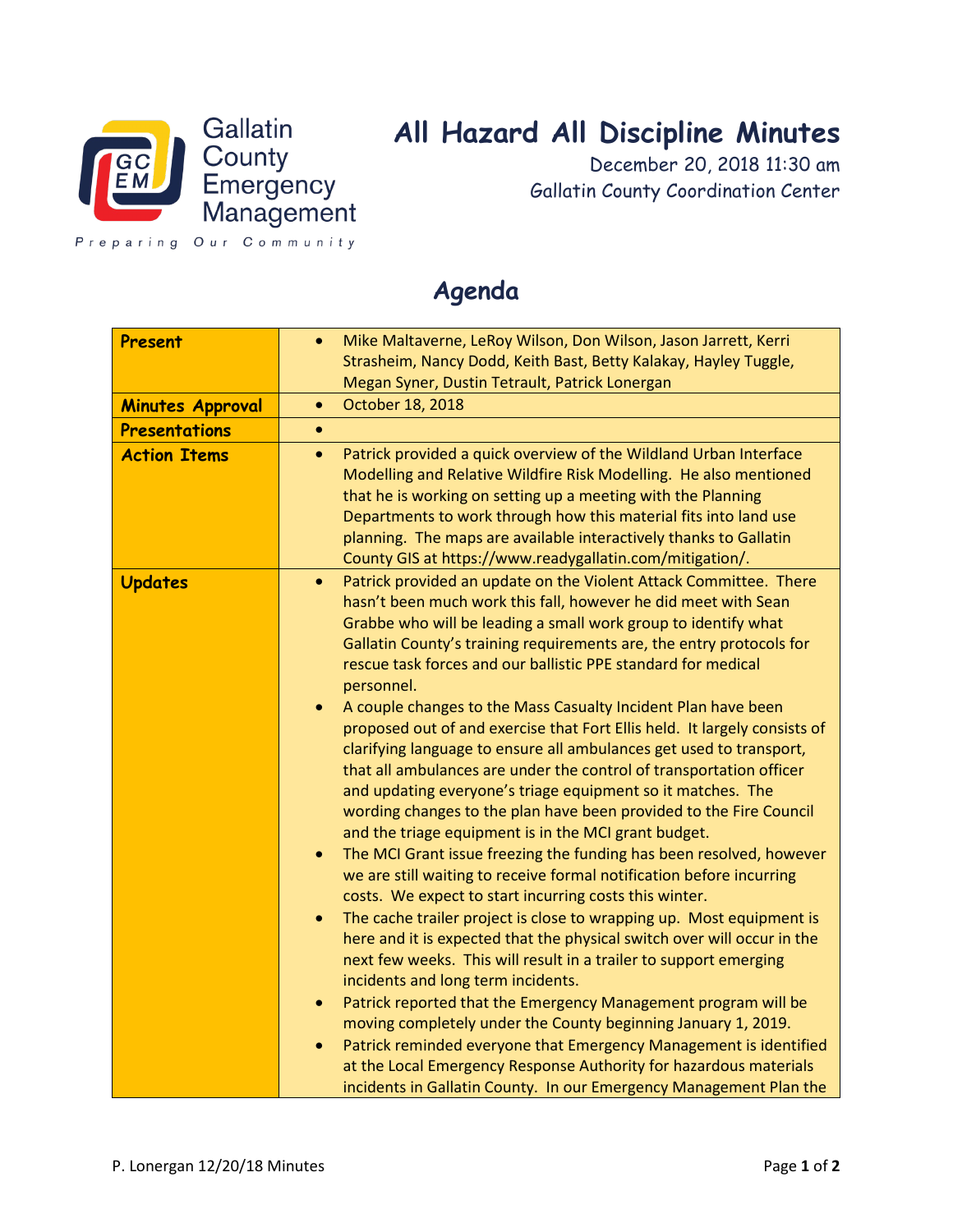Gallatin County Emergency Management

Preparing Our Community

# All Hazard All Discipline Minutes

December 20, 2018 11:30 am
Gallatin County Coordination Center

## Agenda

| | |
|---|---|
| **Present** | • Mike Maltaverne, LeRoy Wilson, Don Wilson, Jason Jarrett, Kerri Strasheim, Nancy Dodd, Keith Bast, Betty Kalakay, Hayley Tuggle, Megan Syner, Dustin Tetrault, Patrick Lonergan |
| **Minutes Approval** | • October 18, 2018 |
| **Presentations** | • |
| **Action Items** | • Patrick provided a quick overview of the Wildland Urban Interface Modelling and Relative Wildfire Risk Modelling. He also mentioned that he is working on setting up a meeting with the Planning Departments to work through how this material fits into land use planning. The maps are available interactively thanks to Gallatin County GIS at https://www.readygallatin.com/mitigation/. |
| **Updates** | • Patrick provided an update on the Violent Attack Committee. There hasn't been much work this fall, however he did meet with Sean Grabbe who will be leading a small work group to identify what Gallatin County's training requirements are, the entry protocols for rescue task forces and our ballistic PPE standard for medical personnel.<br>• A couple changes to the Mass Casualty Incident Plan have been proposed out of and exercise that Fort Ellis held. It largely consists of clarifying language to ensure all ambulances get used to transport, that all ambulances are under the control of transportation officer and updating everyone's triage equipment so it matches. The wording changes to the plan have been provided to the Fire Council and the triage equipment is in the MCI grant budget.<br>• The MCI Grant issue freezing the funding has been resolved, however we are still waiting to receive formal notification before incurring costs. We expect to start incurring costs this winter.<br>• The cache trailer project is close to wrapping up. Most equipment is here and it is expected that the physical switch over will occur in the next few weeks. This will result in a trailer to support emerging incidents and long term incidents.<br>• Patrick reported that the Emergency Management program will be moving completely under the County beginning January 1, 2019.<br>• Patrick reminded everyone that Emergency Management is identified at the Local Emergency Response Authority for hazardous materials incidents in Gallatin County. In our Emergency Management Plan the |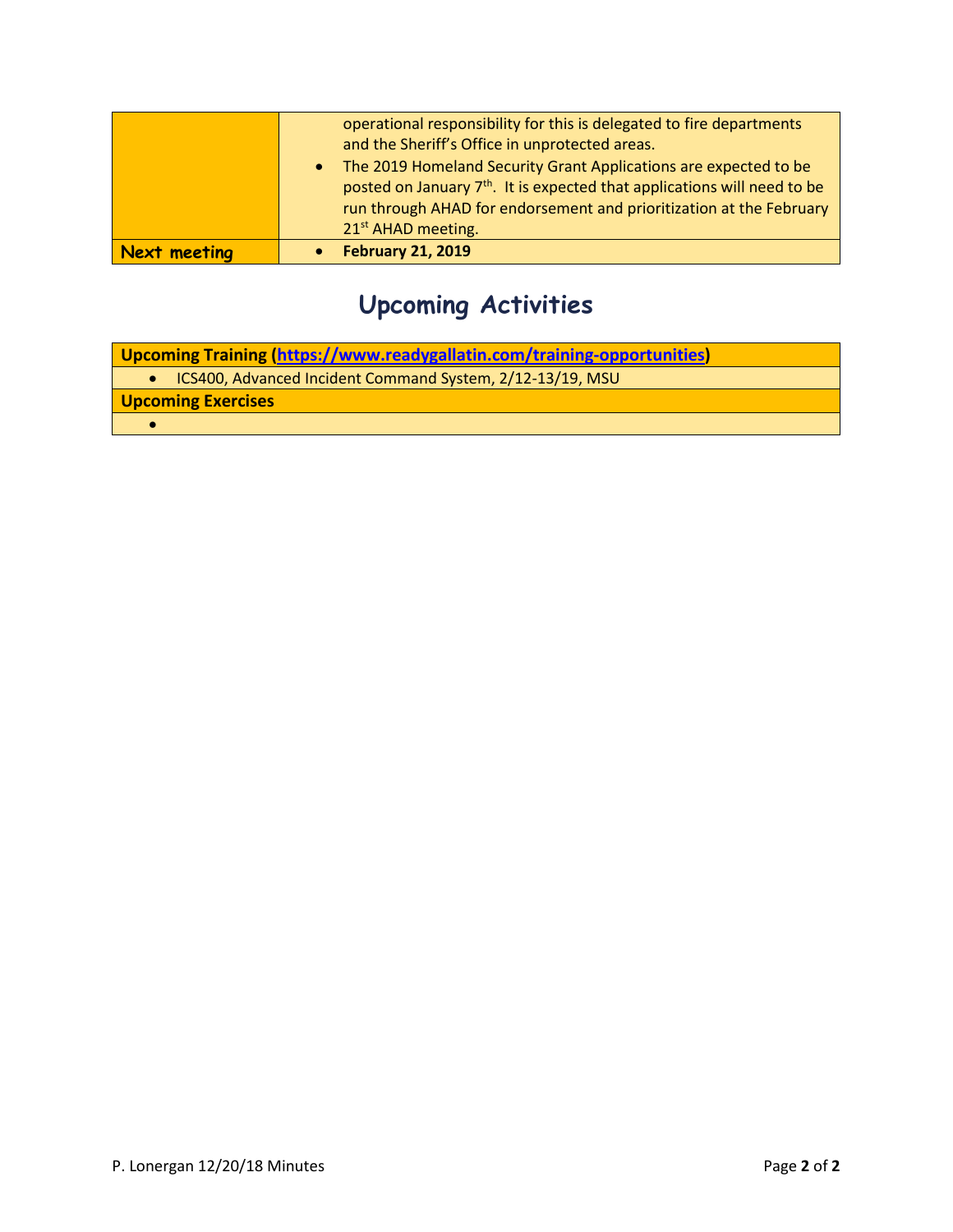| | |
|---|---|
| | operational responsibility for this is delegated to fire departments and the Sheriff's Office in unprotected areas.<br>• The 2019 Homeland Security Grant Applications are expected to be posted on January 7th. It is expected that applications will need to be run through AHAD for endorsement and prioritization at the February 21st AHAD meeting. |
| **Next meeting** | • **February 21, 2019** |

# Upcoming Activities

| **Upcoming Training ([https://www.readygallatin.com/training-opportunities](https://www.readygallatin.com/training-opportunities))** |
|---|
| • ICS400, Advanced Incident Command System, 2/12-13/19, MSU |
| **Upcoming Exercises** |
| • |

P. Lonergan 12/20/18 Minutes